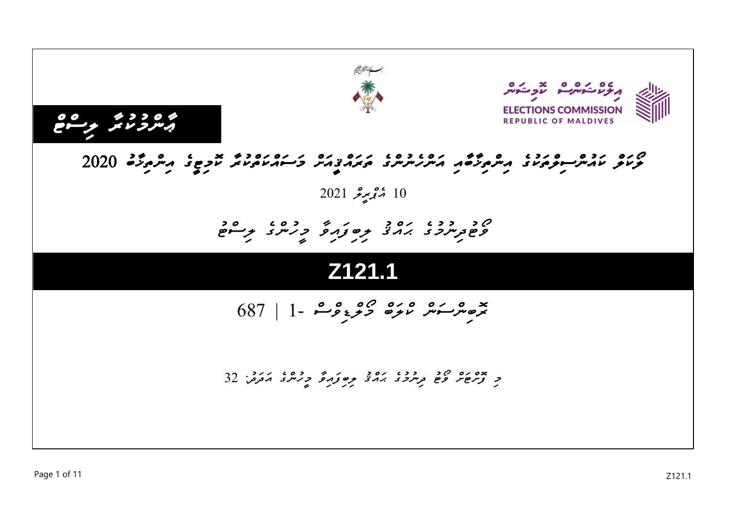ELECTIONS COMMISSION
REPUBLIC OF MALDIVES

އިންތިޚާބު ލިސްޓް

# ލޯކަލް ކައުންސިލްތަކުގެ އިންތިޚާބާއި އަންހެނުންގެ ތަރައްޤީއަށް މަސައްކަތްކުރާ ކޮމިޓީގެ އިންތިޚާބު 2020

10 އޭޕްރިލް 2021

ވޯޓުދިނުމުގެ ހައްޤު ލިބިފައިވާ މީހުންގެ ލިސްޓު

## Z121.1

ބެލެންސަން ކުލަބް މާލެއިސް -1 | 687

މި ފޮޓޯ ބޮކްސްގައި ވޯޓުދިނުމުގެ ހައްޤު ލިބިފައިވާ މީހުންގެ އަދަދު: 32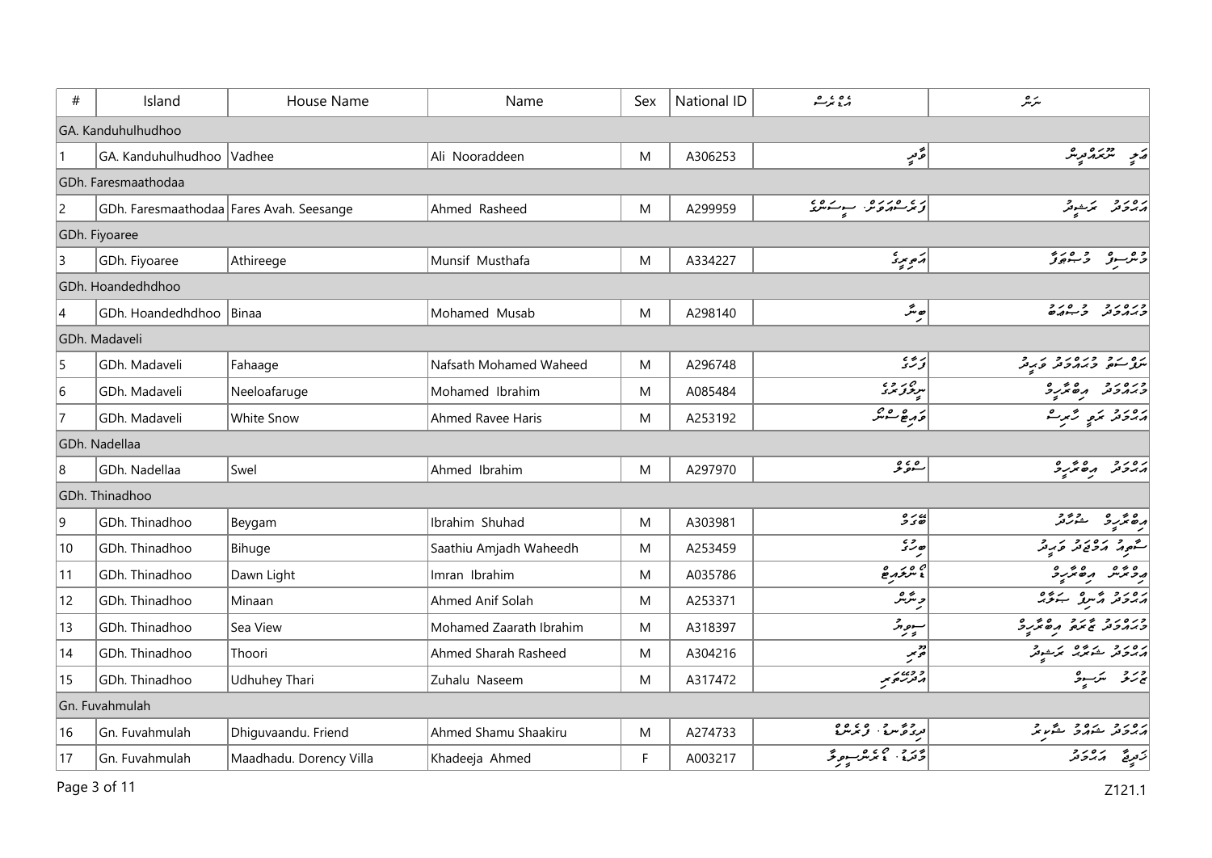| # | Island | House Name | Name | Sex | National ID | ދާއިރާ | ނަން |
|---|---|---|---|---|---|---|---|
| GA. Kanduhulhudhoo | | | | | | | |
| 1 | GA. Kanduhulhudhoo | Vadhee | Ali Nooraddeen | M | A306253 | ވާދީ | ޢަލީ ނޫރައްދީން |
| GDh. Faresmaathodaa | | | | | | | |
| 2 | GDh. Faresmaathodaa | Fares Avah. Seesange | Ahmed Rasheed | M | A299959 | ފަރެސްއަވަސް. ސީސަނގެ | އަޙްމަދު ރަޝީދު |
| GDh. Fiyoaree | | | | | | | |
| 3 | GDh. Fiyoaree | Athireege | Munsif Musthafa | M | A334227 | އަތިރީގެ | މުންސިފް މުސްތަފާ |
| GDh. Hoandedhdhoo | | | | | | | |
| 4 | GDh. Hoandedhdhoo | Binaa | Mohamed Musab | M | A298140 | ބިނާ | މުޙައްމަދު މުސްޢަބު |
| GDh. Madaveli | | | | | | | |
| 5 | GDh. Madaveli | Fahaage | Nafsath Mohamed Waheed | M | A296748 | ފަހާގެ | ނަފްސަތު މުޙައްމަދު ވަޙީދު |
| 6 | GDh. Madaveli | Neeloafaruge | Mohamed Ibrahim | M | A085484 | ނީލޯފަރުގެ | މުޙައްމަދު އިބްރާހީމް |
| 7 | GDh. Madaveli | White Snow | Ahmed Ravee Haris | M | A253192 | ވައިޓްސްނޯ | އަޙްމަދު ރަވީ ހާރިސް |
| GDh. Nadellaa | | | | | | | |
| 8 | GDh. Nadellaa | Swel | Ahmed Ibrahim | M | A297970 | ސްވެލް | އަޙްމަދު އިބްރާހީމް |
| GDh. Thinadhoo | | | | | | | |
| 9 | GDh. Thinadhoo | Beygam | Ibrahim Shuhad | M | A303981 | ބޭގަމް | އިބްރާހީމް ޝުހާދު |
| 10 | GDh. Thinadhoo | Bihuge | Saathiu Amjadh Waheedh | M | A253459 | ބިހުގެ | ސާތިޢު އަމްޖަދު ވަޙީދު |
| 11 | GDh. Thinadhoo | Dawn Light | Imran Ibrahim | M | A035786 | ޑޯންލައިޓް | އިމްރާން އިބްރާހީމް |
| 12 | GDh. Thinadhoo | Minaan | Ahmed Anif Solah | M | A253371 | މިނާން | އަޙްމަދު އާނިފް ސަލާޙް |
| 13 | GDh. Thinadhoo | Sea View | Mohamed Zaarath Ibrahim | M | A318397 | ސީވިއު | މުޙައްމަދު ޒާރަތު އިބްރާހީމް |
| 14 | GDh. Thinadhoo | Thoori | Ahmed Sharah Rasheed | M | A304216 | ތޫރި | އަޙްމަދު ޝަރަޙް ރަޝީދު |
| 15 | GDh. Thinadhoo | Udhuhey Thari | Zuhalu Naseem | M | A317472 | އުދުހޭތަރި | ޒުހަލު ނަސީމް |
| Gn. Fuvahmulah | | | | | | | |
| 16 | Gn. Fuvahmulah | Dhiguvaandu. Friend | Ahmed Shamu Shaakiru | M | A274733 | ދިގުވާނދު. ފްރެންޑް | އަޙްމަދު ޝައްމު ޝާކިރު |
| 17 | Gn. Fuvahmulah | Maadhadu. Dorency Villa | Khadeeja Ahmed | F | A003217 | މާދަޑު. ޑޮރެންސީވިލާ | ޚަދީޖާ އަޙްމަދު |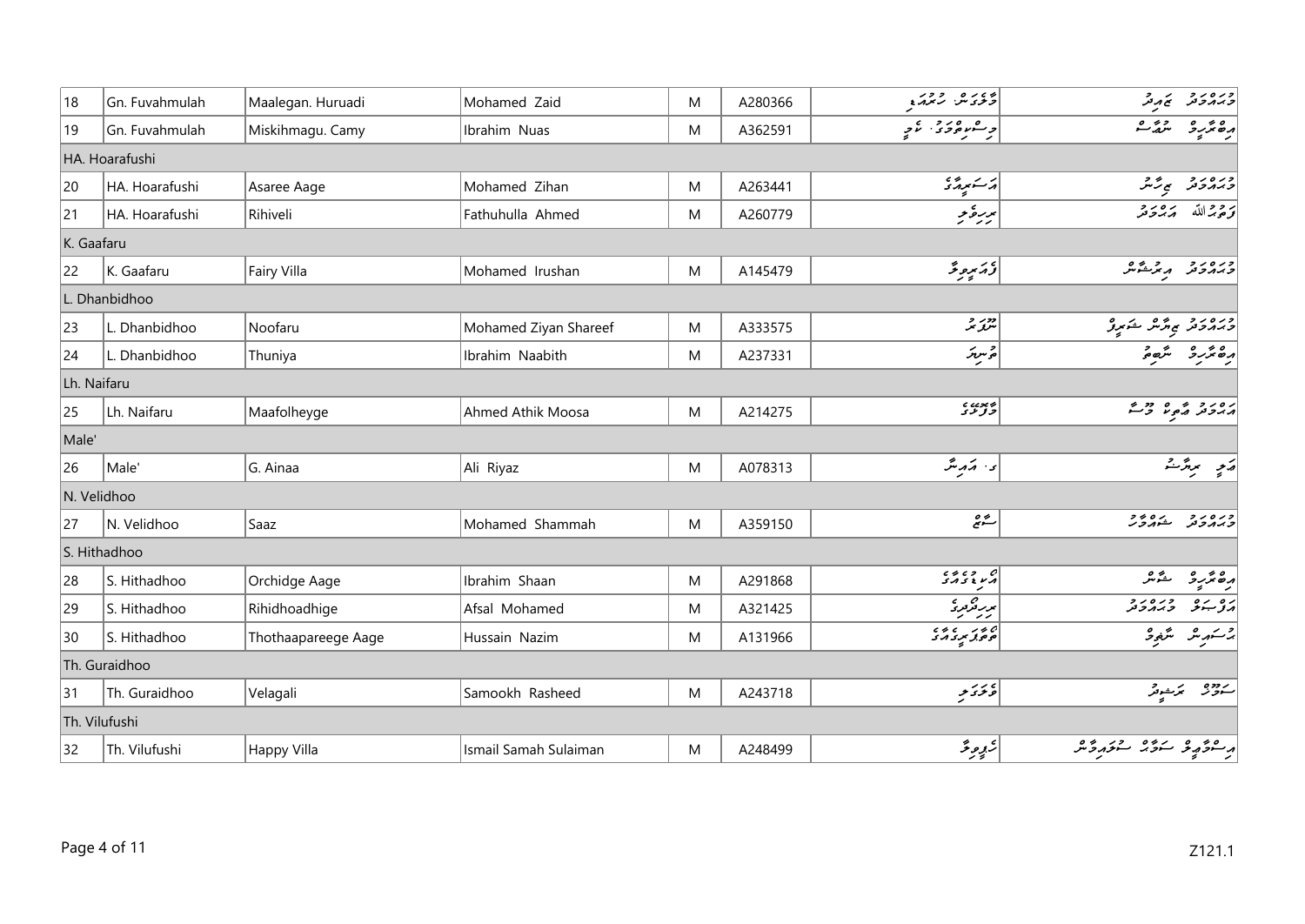| 18 | Gn. Fuvahmulah | Maalegan. Huruadi | Mohamed Zaid | M | A280366 | މާލެގަން. ހުރުއަދި | މުހައްމަދު ޒައިދު |
|---|---|---|---|---|---|---|---|
| 19 | Gn. Fuvahmulah | Miskihmagu. Camy | Ibrahim Nuas | M | A362591 | މިސްކިތްމަގު. ކެމީ | އިބްރާހިމް ނުއާސް |
| HA. Hoarafushi | | | | | | | |
| 20 | HA. Hoarafushi | Asaree Aage | Mohamed Zihan | M | A263441 | އަސަރީއާގެ | މުހައްމަދު ޒިހާން |
| 21 | HA. Hoarafushi | Rihiveli | Fathuhulla Ahmed | M | A260779 | ރިހިވެލި | ފަތުހުﷲ އަހުމަދު |
| K. Gaafaru | | | | | | | |
| 22 | K. Gaafaru | Fairy Villa | Mohamed Irushan | M | A145479 | ފެއަރީވިލާ | މުހައްމަދު އިރުޝާން |
| L. Dhanbidhoo | | | | | | | |
| 23 | L. Dhanbidhoo | Noofaru | Mohamed Ziyan Shareef | M | A333575 | ނޫފަރު | މުހައްމަދު ޒިޔާން ޝަރީފު |
| 24 | L. Dhanbidhoo | Thuniya | Ibrahim Naabith | M | A237331 | ތުނިޔަ | އިބްރާހިމް ނާބިތު |
| Lh. Naifaru | | | | | | | |
| 25 | Lh. Naifaru | Maafolheyge | Ahmed Athik Moosa | M | A214275 | މާފޮޅޭގެ | އަހުމަދު އާތިކް މޫސާ |
| Male' | | | | | | | |
| 26 | Male' | G. Ainaa | Ali Riyaz | M | A078313 | ގ. އައިނާ | އަލި ރިޔާޒު |
| N. Velidhoo | | | | | | | |
| 27 | N. Velidhoo | Saaz | Mohamed Shammah | M | A359150 | ސާޒް | މުހައްމަދު ޝައްމާހު |
| S. Hithadhoo | | | | | | | |
| 28 | S. Hithadhoo | Orchidge Aage | Ibrahim Shaan | M | A291868 | އޯކިޑްއާގެ | އިބްރާހިމް ޝާން |
| 29 | S. Hithadhoo | Rihidhoadhige | Afsal Mohamed | M | A321425 | ރިހިދޯދިގެ | އަފްސަލް މުހައްމަދު |
| 30 | S. Hithadhoo | Thothaapareege Aage | Hussain Nazim | M | A131966 | ތޮތާޕަރީގެއާގެ | ހުސައިން ނާޒިމް |
| Th. Guraidhoo | | | | | | | |
| 31 | Th. Guraidhoo | Velagali | Samookh Rasheed | M | A243718 | ވެލަގަލި | ސަމޫހު ރަޝީދު |
| Th. Vilufushi | | | | | | | |
| 32 | Th. Vilufushi | Happy Villa | Ismail Samah Sulaiman | M | A248499 | ހެޕީވިލާ | އިސްމާއީލް ސަމާހް ސުލައިމާން |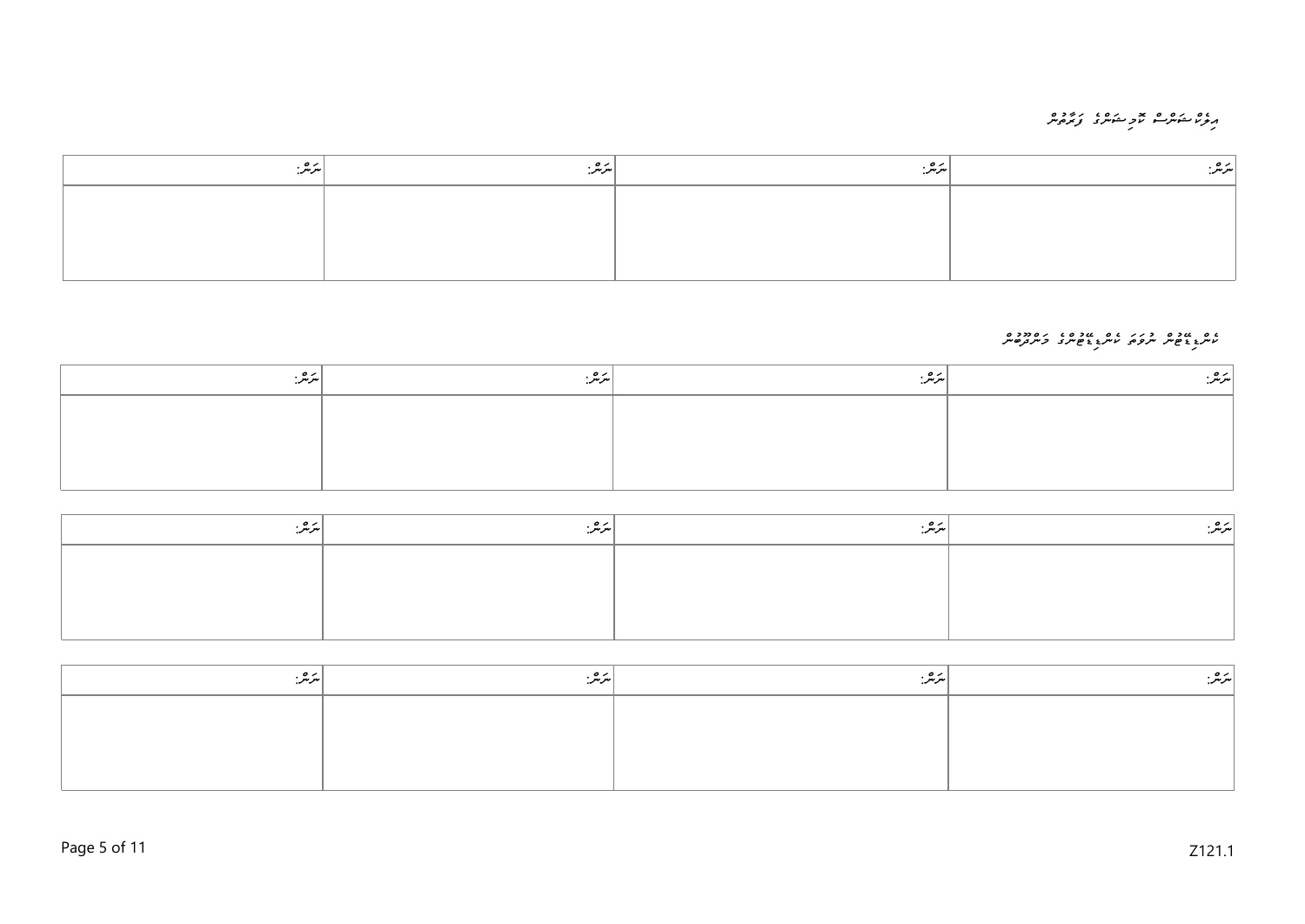# އިޤްރާރުކަންނުވާ ކޮމިޝަނެގެ މުއާމަލާ

| ނަން: | ނަން: | ނަން: | ނަން: |
|---|---|---|---|
| | | | |

# ކެންޑިޑޭޓުން ނަގާފައި ކެނޑިޑޭޓުންގެ މަސްދޫކުރުން

| ނަން: | ނަން: | ނަން: | ނަން: |
|---|---|---|---|
| | | | |

| ނަން: | ނަން: | ނަން: | ނަން: |
|---|---|---|---|
| | | | |

| ނަން: | ނަން: | ނަން: | ނަން: |
|---|---|---|---|
| | | | |

Z121.1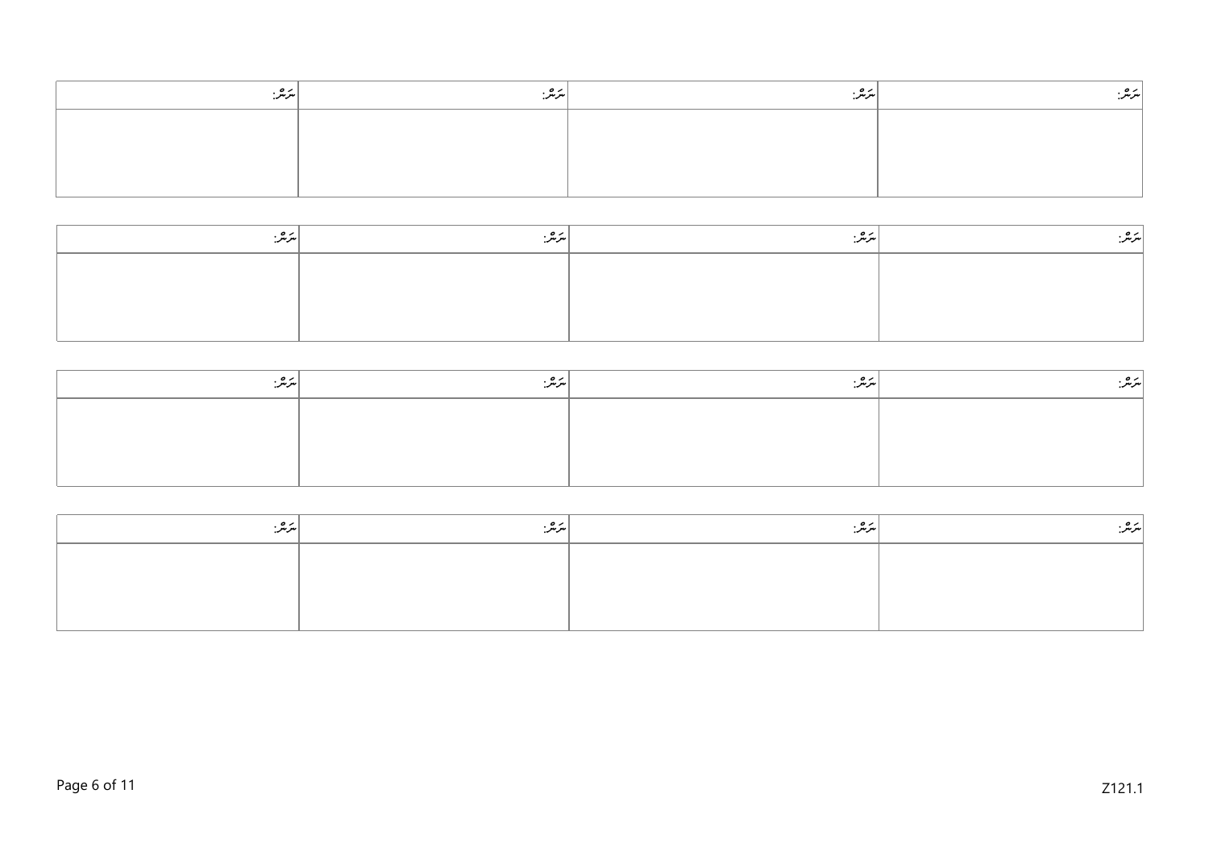| ނަރަށް: | ނަރަށް: | ނަރަށް: | ނަރަށް: |
| --- | --- | --- | --- |
| | | | |

| ނަރަށް: | ނަރަށް: | ނަރަށް: | ނަރަށް: |
| --- | --- | --- | --- |
| | | | |

| ނަރަށް: | ނަރަށް: | ނަރަށް: | ނަރަށް: |
| --- | --- | --- | --- |
| | | | |

| ނަރަށް: | ނަރަށް: | ނަރަށް: | ނަރަށް: |
| --- | --- | --- | --- |
| | | | |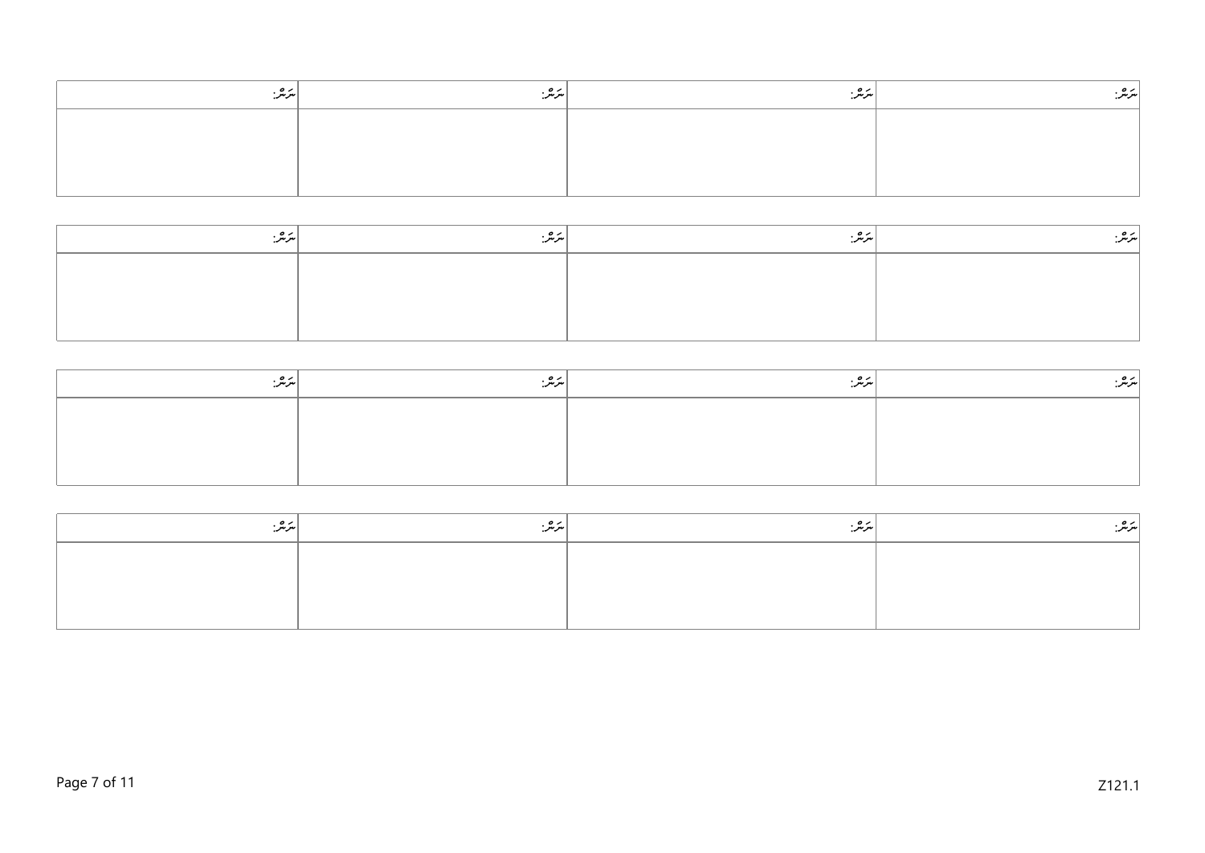| ނަރުދ: | ނަރުދ: | ނަރުދ: | ނަރުދ: |
| --- | --- | --- | --- |
| | | | |

| ނަރުދ: | ނަރުދ: | ނަރުދ: | ނަރުދ: |
| --- | --- | --- | --- |
| | | | |

| ނަރުދ: | ނަރުދ: | ނަރުދ: | ނަރުދ: |
| --- | --- | --- | --- |
| | | | |

| ނަރުދ: | ނަރުދ: | ނަރުދ: | ނަރުދ: |
| --- | --- | --- | --- |
| | | | |

Z121.1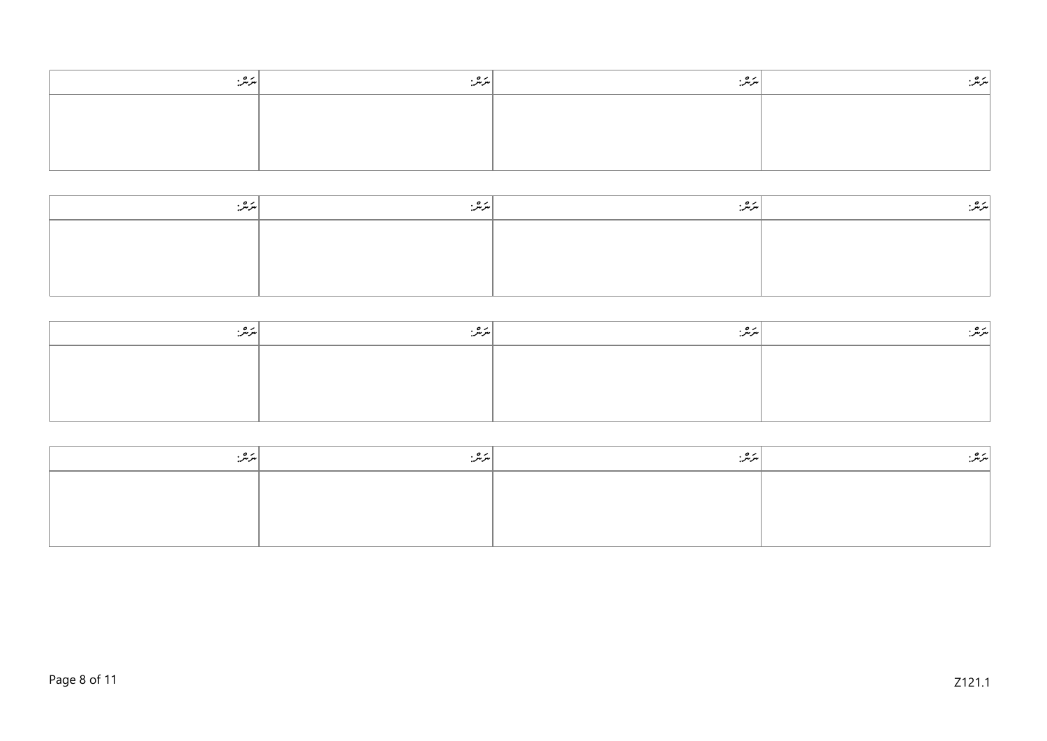| ތަރިޚް: | ތަރިޚް: | ތަރިޚް: | ތަރިޚް: |
|---|---|---|---|
| | | | |

| ތަރިޚް: | ތަރިޚް: | ތަރިޚް: | ތަރިޚް: |
|---|---|---|---|
| | | | |

| ތަރިޚް: | ތަރިޚް: | ތަރިޚް: | ތަރިޚް: |
|---|---|---|---|
| | | | |

| ތަރިޚް: | ތަރިޚް: | ތަރިޚް: | ތަރިޚް: |
|---|---|---|---|
| | | | |

Z121.1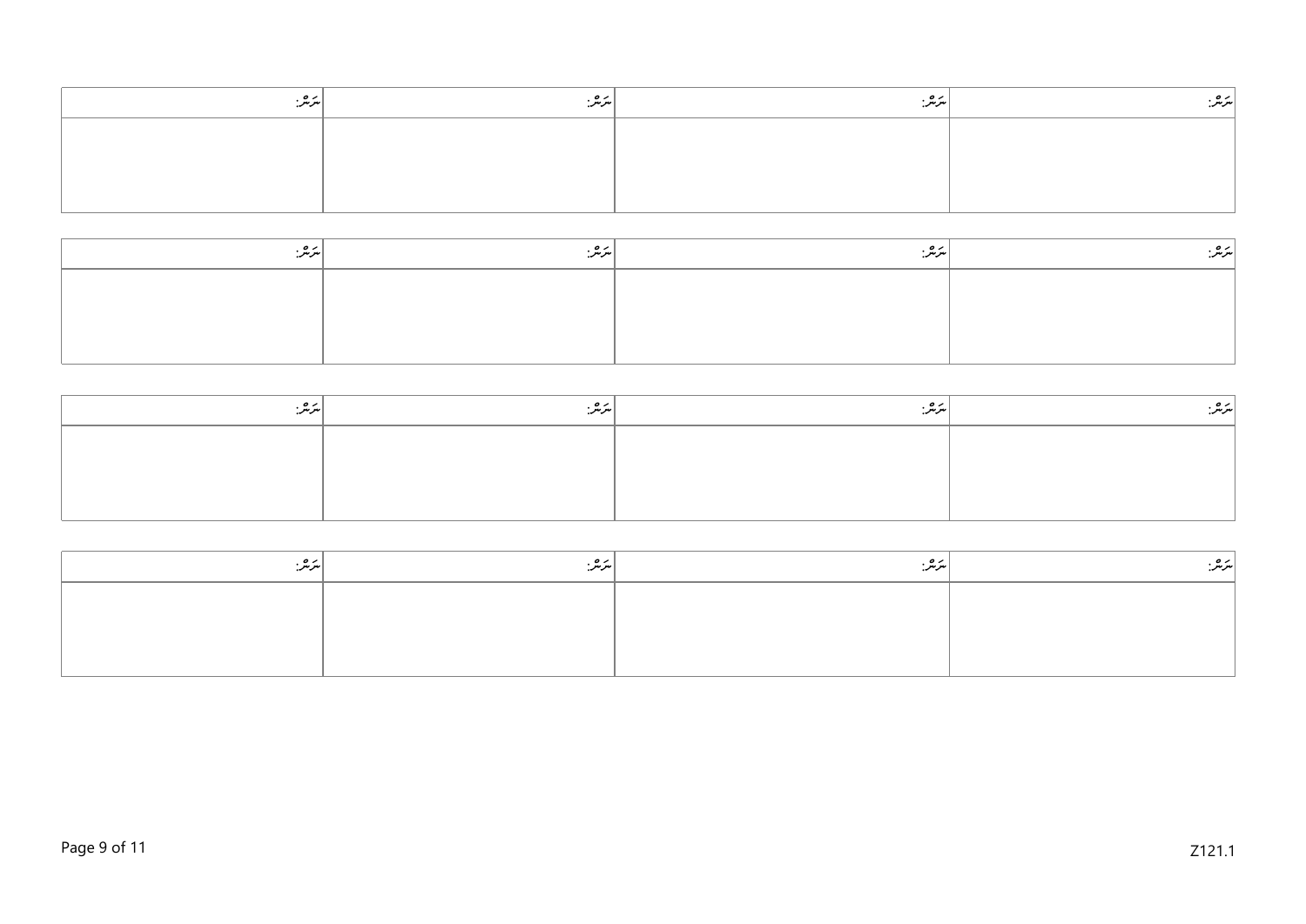| ނަރުނ: | ނަރުނ: | ނަރުނ: | ނަރުނ: |
| --- | --- | --- | --- |
| | | | |

| ނަރުނ: | ނަރުނ: | ނަރުނ: | ނަރުނ: |
| --- | --- | --- | --- |
| | | | |

| ނަރުނ: | ނަރުނ: | ނަރުނ: | ނަރުނ: |
| --- | --- | --- | --- |
| | | | |

| ނަރުނ: | ނަރުނ: | ނަރުނ: | ނަރުނ: |
| --- | --- | --- | --- |
| | | | |

Z121.1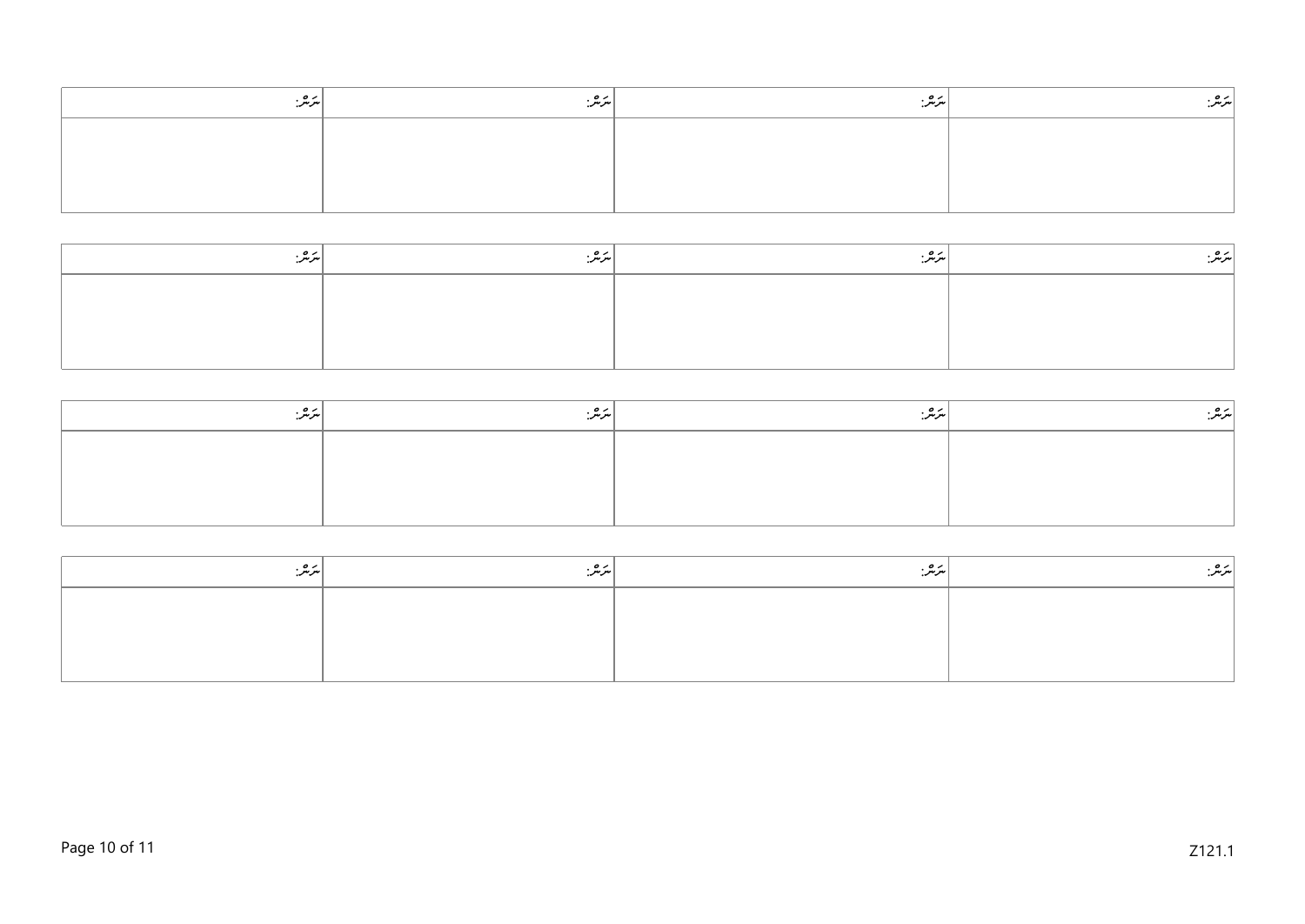| ނަރަށް: | ނަރަށް: | ނަރަށް: | ނަރަށް: |
|---|---|---|---|
| | | | |

| ނަރަށް: | ނަރަށް: | ނަރަށް: | ނަރަށް: |
|---|---|---|---|
| | | | |

| ނަރަށް: | ނަރަށް: | ނަރަށް: | ނަރަށް: |
|---|---|---|---|
| | | | |

| ނަރަށް: | ނަރަށް: | ނަރަށް: | ނަރަށް: |
|---|---|---|---|
| | | | |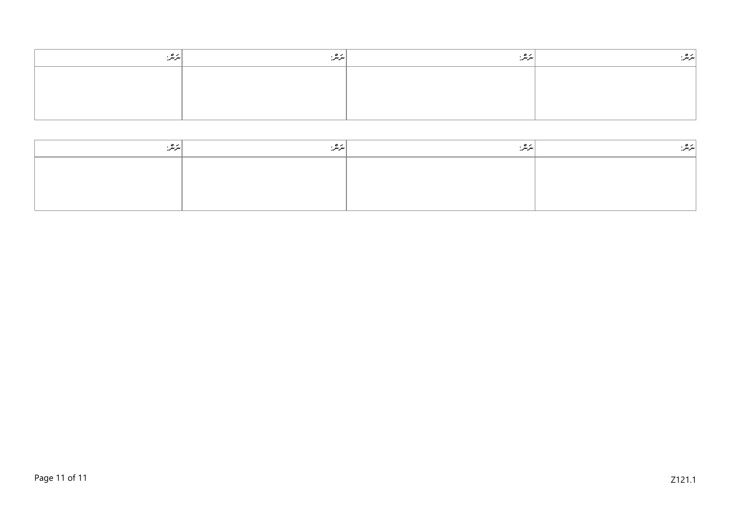| ىَرَسْ: | ىَرَسْ: | ىَرَسْ: | ىَرَسْ: |
| --- | --- | --- | --- |
| | | | |

| ىَرَسْ: | ىَرَسْ: | ىَرَسْ: | ىَرَسْ: |
| --- | --- | --- | --- |
| | | | |